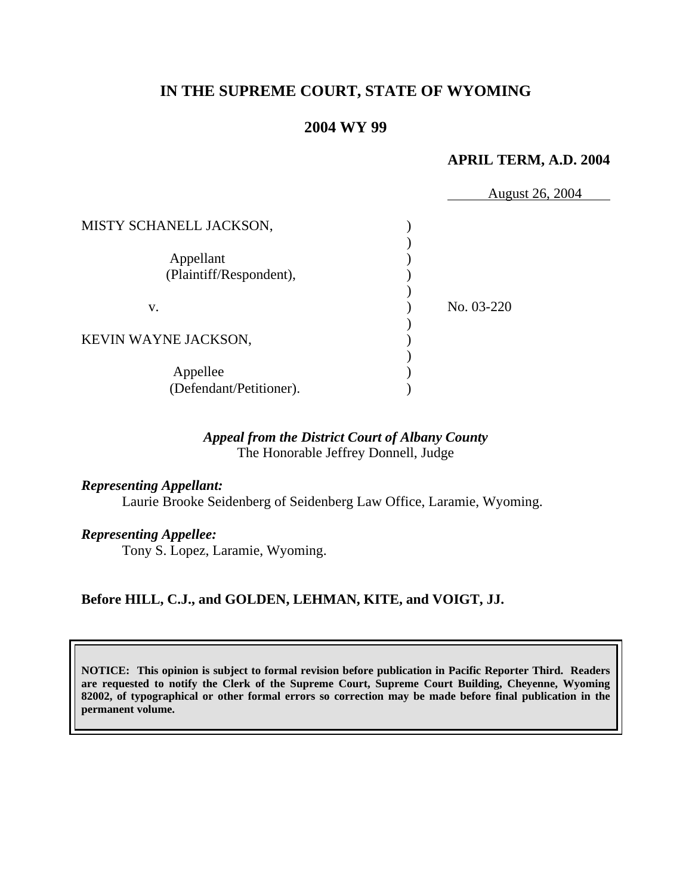# IN THE SUPREME COURT, STATE OF WYOMING

## 2004 WY 99

**APRIL TERM, A.D. 2004**

August 26, 2004

MISTY SCHANELL JACKSON,

Appellant
(Plaintiff/Respondent),

v.

No. 03-220

KEVIN WAYNE JACKSON,

Appellee
(Defendant/Petitioner).

*Appeal from the District Court of Albany County*
The Honorable Jeffrey Donnell, Judge

*Representing Appellant:*
Laurie Brooke Seidenberg of Seidenberg Law Office, Laramie, Wyoming.

*Representing Appellee:*
Tony S. Lopez, Laramie, Wyoming.

**Before HILL, C.J., and GOLDEN, LEHMAN, KITE, and VOIGT, JJ.**

**NOTICE: This opinion is subject to formal revision before publication in Pacific Reporter Third. Readers are requested to notify the Clerk of the Supreme Court, Supreme Court Building, Cheyenne, Wyoming 82002, of typographical or other formal errors so correction may be made before final publication in the permanent volume.**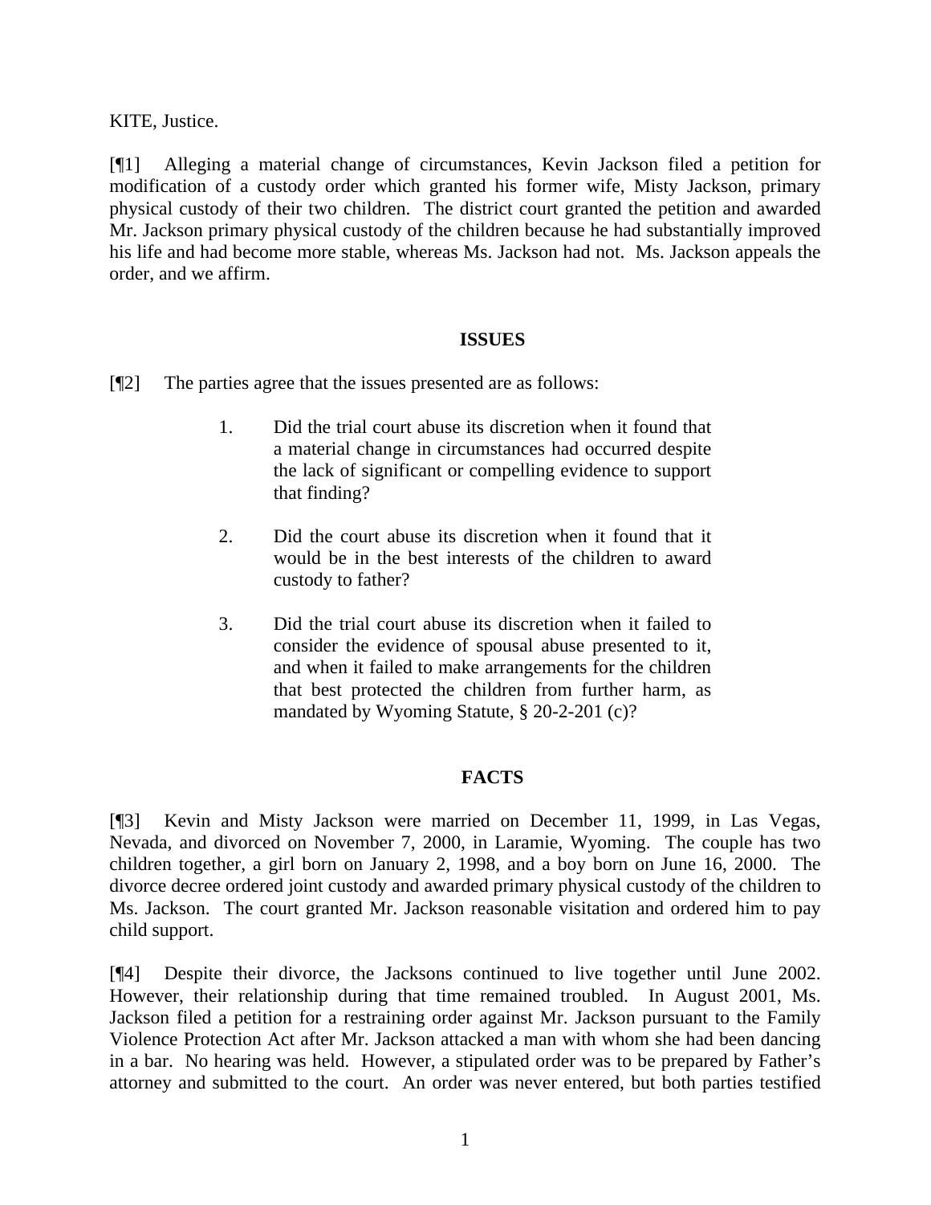KITE, Justice.

[¶1] Alleging a material change of circumstances, Kevin Jackson filed a petition for modification of a custody order which granted his former wife, Misty Jackson, primary physical custody of their two children. The district court granted the petition and awarded Mr. Jackson primary physical custody of the children because he had substantially improved his life and had become more stable, whereas Ms. Jackson had not. Ms. Jackson appeals the order, and we affirm.

## ISSUES

[¶2] The parties agree that the issues presented are as follows:

> 1. Did the trial court abuse its discretion when it found that a material change in circumstances had occurred despite the lack of significant or compelling evidence to support that finding?
>
> 2. Did the court abuse its discretion when it found that it would be in the best interests of the children to award custody to father?
>
> 3. Did the trial court abuse its discretion when it failed to consider the evidence of spousal abuse presented to it, and when it failed to make arrangements for the children that best protected the children from further harm, as mandated by Wyoming Statute, § 20-2-201 (c)?

## FACTS

[¶3] Kevin and Misty Jackson were married on December 11, 1999, in Las Vegas, Nevada, and divorced on November 7, 2000, in Laramie, Wyoming. The couple has two children together, a girl born on January 2, 1998, and a boy born on June 16, 2000. The divorce decree ordered joint custody and awarded primary physical custody of the children to Ms. Jackson. The court granted Mr. Jackson reasonable visitation and ordered him to pay child support.

[¶4] Despite their divorce, the Jacksons continued to live together until June 2002. However, their relationship during that time remained troubled. In August 2001, Ms. Jackson filed a petition for a restraining order against Mr. Jackson pursuant to the Family Violence Protection Act after Mr. Jackson attacked a man with whom she had been dancing in a bar. No hearing was held. However, a stipulated order was to be prepared by Father's attorney and submitted to the court. An order was never entered, but both parties testified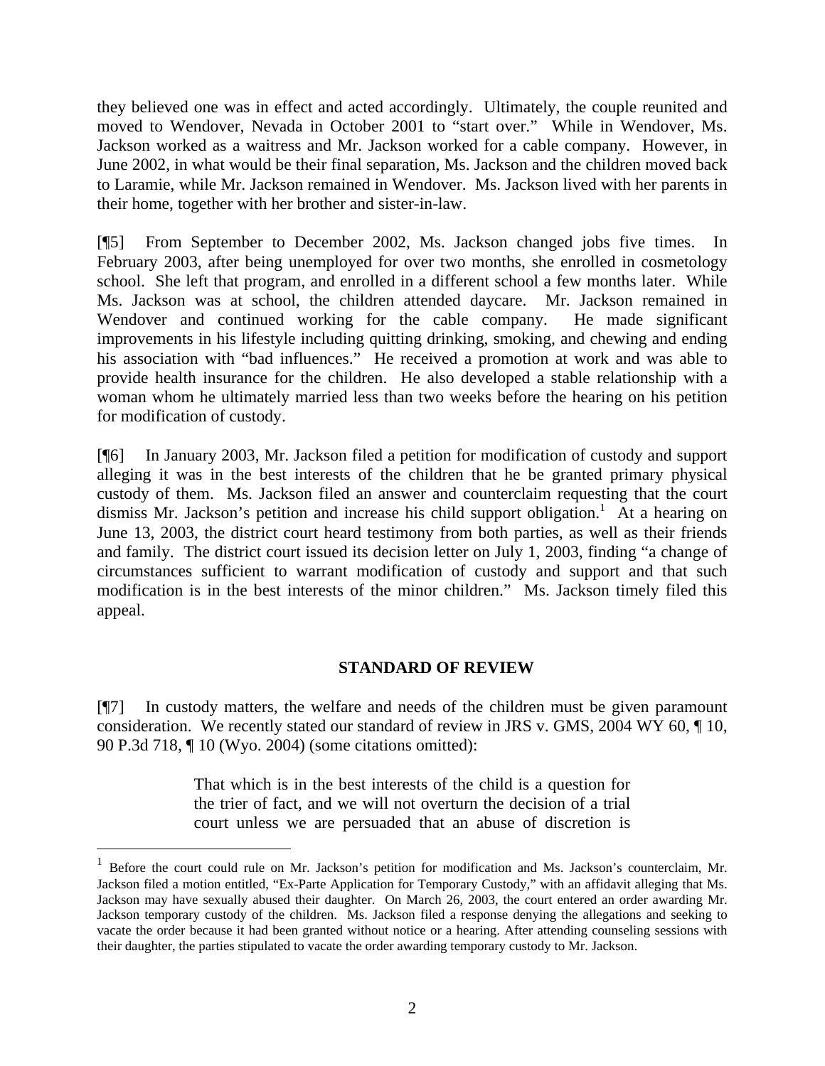they believed one was in effect and acted accordingly. Ultimately, the couple reunited and moved to Wendover, Nevada in October 2001 to "start over." While in Wendover, Ms. Jackson worked as a waitress and Mr. Jackson worked for a cable company. However, in June 2002, in what would be their final separation, Ms. Jackson and the children moved back to Laramie, while Mr. Jackson remained in Wendover. Ms. Jackson lived with her parents in their home, together with her brother and sister-in-law.

[¶5] From September to December 2002, Ms. Jackson changed jobs five times. In February 2003, after being unemployed for over two months, she enrolled in cosmetology school. She left that program, and enrolled in a different school a few months later. While Ms. Jackson was at school, the children attended daycare. Mr. Jackson remained in Wendover and continued working for the cable company. He made significant improvements in his lifestyle including quitting drinking, smoking, and chewing and ending his association with "bad influences." He received a promotion at work and was able to provide health insurance for the children. He also developed a stable relationship with a woman whom he ultimately married less than two weeks before the hearing on his petition for modification of custody.

[¶6] In January 2003, Mr. Jackson filed a petition for modification of custody and support alleging it was in the best interests of the children that he be granted primary physical custody of them. Ms. Jackson filed an answer and counterclaim requesting that the court dismiss Mr. Jackson's petition and increase his child support obligation.[1] At a hearing on June 13, 2003, the district court heard testimony from both parties, as well as their friends and family. The district court issued its decision letter on July 1, 2003, finding "a change of circumstances sufficient to warrant modification of custody and support and that such modification is in the best interests of the minor children." Ms. Jackson timely filed this appeal.

## STANDARD OF REVIEW

[¶7] In custody matters, the welfare and needs of the children must be given paramount consideration. We recently stated our standard of review in JRS v. GMS, 2004 WY 60, ¶ 10, 90 P.3d 718, ¶ 10 (Wyo. 2004) (some citations omitted):

> That which is in the best interests of the child is a question for the trier of fact, and we will not overturn the decision of a trial court unless we are persuaded that an abuse of discretion is

---

[1] Before the court could rule on Mr. Jackson's petition for modification and Ms. Jackson's counterclaim, Mr. Jackson filed a motion entitled, "Ex-Parte Application for Temporary Custody," with an affidavit alleging that Ms. Jackson may have sexually abused their daughter. On March 26, 2003, the court entered an order awarding Mr. Jackson temporary custody of the children. Ms. Jackson filed a response denying the allegations and seeking to vacate the order because it had been granted without notice or a hearing. After attending counseling sessions with their daughter, the parties stipulated to vacate the order awarding temporary custody to Mr. Jackson.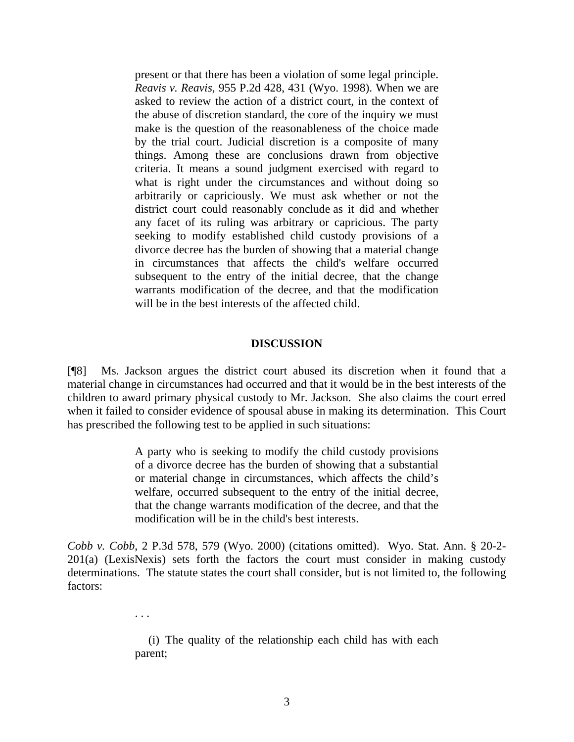> present or that there has been a violation of some legal principle. *Reavis v. Reavis,* 955 P.2d 428, 431 (Wyo. 1998). When we are asked to review the action of a district court, in the context of the abuse of discretion standard, the core of the inquiry we must make is the question of the reasonableness of the choice made by the trial court. Judicial discretion is a composite of many things. Among these are conclusions drawn from objective criteria. It means a sound judgment exercised with regard to what is right under the circumstances and without doing so arbitrarily or capriciously. We must ask whether or not the district court could reasonably conclude as it did and whether any facet of its ruling was arbitrary or capricious. The party seeking to modify established child custody provisions of a divorce decree has the burden of showing that a material change in circumstances that affects the child's welfare occurred subsequent to the entry of the initial decree, that the change warrants modification of the decree, and that the modification will be in the best interests of the affected child.

## DISCUSSION

[¶8] Ms. Jackson argues the district court abused its discretion when it found that a material change in circumstances had occurred and that it would be in the best interests of the children to award primary physical custody to Mr. Jackson. She also claims the court erred when it failed to consider evidence of spousal abuse in making its determination. This Court has prescribed the following test to be applied in such situations:

> A party who is seeking to modify the child custody provisions of a divorce decree has the burden of showing that a substantial or material change in circumstances, which affects the child's welfare, occurred subsequent to the entry of the initial decree, that the change warrants modification of the decree, and that the modification will be in the child's best interests.

*Cobb v. Cobb*, 2 P.3d 578, 579 (Wyo. 2000) (citations omitted). Wyo. Stat. Ann. § 20-2-201(a) (LexisNexis) sets forth the factors the court must consider in making custody determinations. The statute states the court shall consider, but is not limited to, the following factors:

> . . .
>
> (i) The quality of the relationship each child has with each parent;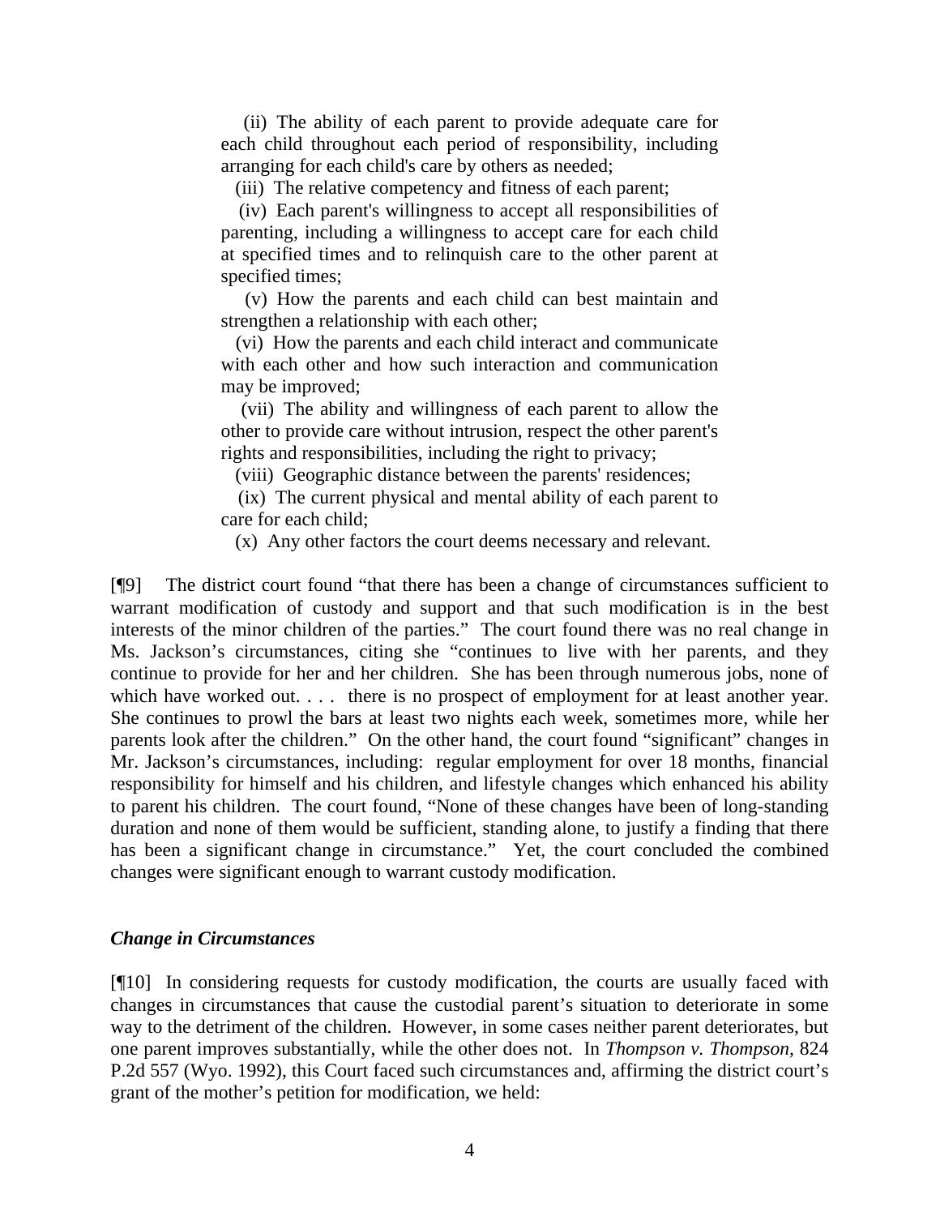(ii) The ability of each parent to provide adequate care for each child throughout each period of responsibility, including arranging for each child's care by others as needed;

(iii) The relative competency and fitness of each parent;

(iv) Each parent's willingness to accept all responsibilities of parenting, including a willingness to accept care for each child at specified times and to relinquish care to the other parent at specified times;

(v) How the parents and each child can best maintain and strengthen a relationship with each other;

(vi) How the parents and each child interact and communicate with each other and how such interaction and communication may be improved;

(vii) The ability and willingness of each parent to allow the other to provide care without intrusion, respect the other parent's rights and responsibilities, including the right to privacy;

(viii) Geographic distance between the parents' residences;

(ix) The current physical and mental ability of each parent to care for each child;

(x) Any other factors the court deems necessary and relevant.

[¶9] The district court found "that there has been a change of circumstances sufficient to warrant modification of custody and support and that such modification is in the best interests of the minor children of the parties." The court found there was no real change in Ms. Jackson's circumstances, citing she "continues to live with her parents, and they continue to provide for her and her children. She has been through numerous jobs, none of which have worked out. . . . there is no prospect of employment for at least another year. She continues to prowl the bars at least two nights each week, sometimes more, while her parents look after the children." On the other hand, the court found "significant" changes in Mr. Jackson's circumstances, including: regular employment for over 18 months, financial responsibility for himself and his children, and lifestyle changes which enhanced his ability to parent his children. The court found, "None of these changes have been of long-standing duration and none of them would be sufficient, standing alone, to justify a finding that there has been a significant change in circumstance." Yet, the court concluded the combined changes were significant enough to warrant custody modification.

***Change in Circumstances***

[¶10] In considering requests for custody modification, the courts are usually faced with changes in circumstances that cause the custodial parent's situation to deteriorate in some way to the detriment of the children. However, in some cases neither parent deteriorates, but one parent improves substantially, while the other does not. In *Thompson v. Thompson,* 824 P.2d 557 (Wyo. 1992), this Court faced such circumstances and, affirming the district court's grant of the mother's petition for modification, we held: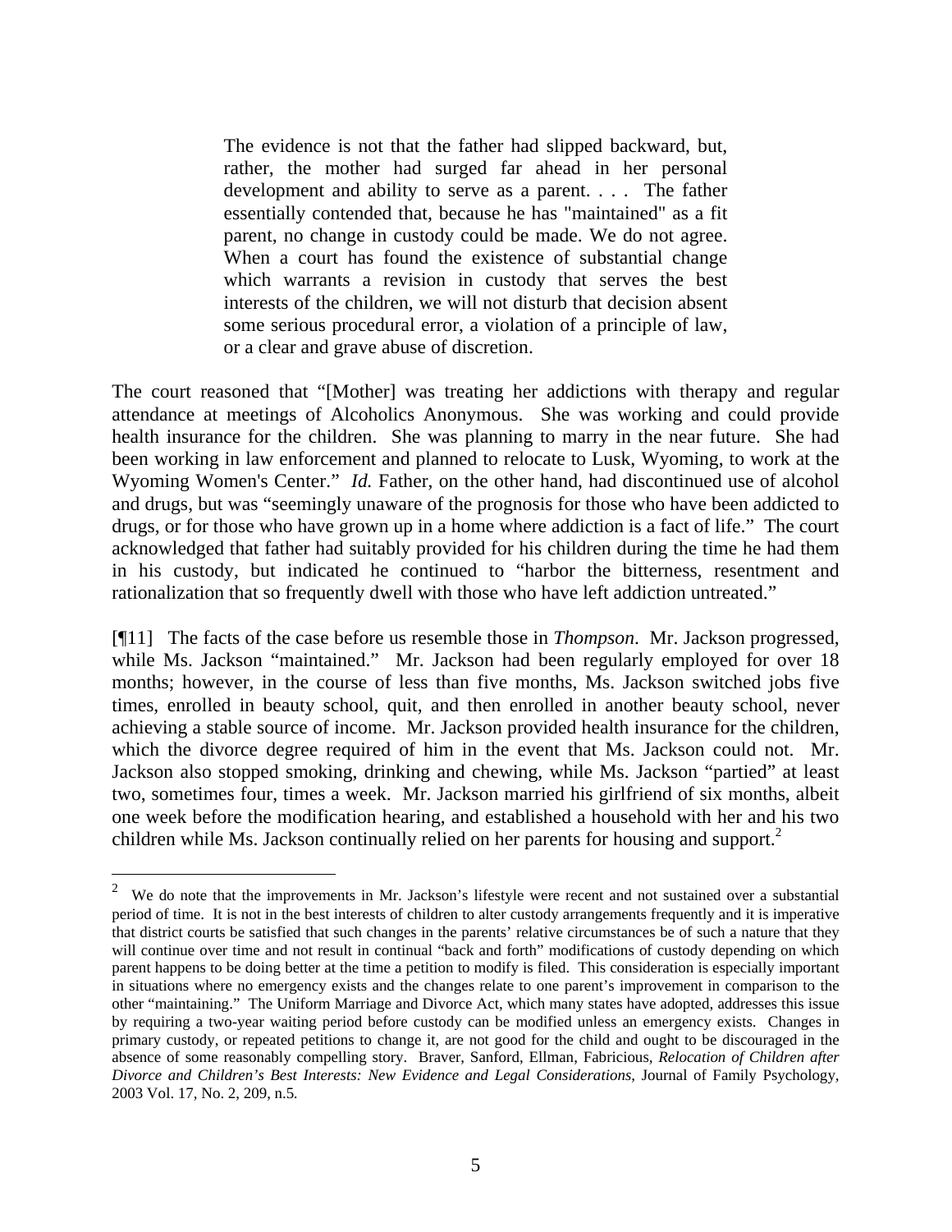> The evidence is not that the father had slipped backward, but, rather, the mother had surged far ahead in her personal development and ability to serve as a parent. . . . The father essentially contended that, because he has "maintained" as a fit parent, no change in custody could be made. We do not agree. When a court has found the existence of substantial change which warrants a revision in custody that serves the best interests of the children, we will not disturb that decision absent some serious procedural error, a violation of a principle of law, or a clear and grave abuse of discretion.

The court reasoned that "[Mother] was treating her addictions with therapy and regular attendance at meetings of Alcoholics Anonymous. She was working and could provide health insurance for the children. She was planning to marry in the near future. She had been working in law enforcement and planned to relocate to Lusk, Wyoming, to work at the Wyoming Women's Center." *Id.* Father, on the other hand, had discontinued use of alcohol and drugs, but was "seemingly unaware of the prognosis for those who have been addicted to drugs, or for those who have grown up in a home where addiction is a fact of life." The court acknowledged that father had suitably provided for his children during the time he had them in his custody, but indicated he continued to "harbor the bitterness, resentment and rationalization that so frequently dwell with those who have left addiction untreated."

[¶11] The facts of the case before us resemble those in *Thompson*. Mr. Jackson progressed, while Ms. Jackson "maintained." Mr. Jackson had been regularly employed for over 18 months; however, in the course of less than five months, Ms. Jackson switched jobs five times, enrolled in beauty school, quit, and then enrolled in another beauty school, never achieving a stable source of income. Mr. Jackson provided health insurance for the children, which the divorce degree required of him in the event that Ms. Jackson could not. Mr. Jackson also stopped smoking, drinking and chewing, while Ms. Jackson "partied" at least two, sometimes four, times a week. Mr. Jackson married his girlfriend of six months, albeit one week before the modification hearing, and established a household with her and his two children while Ms. Jackson continually relied on her parents for housing and support.[2]

---

[2] We do note that the improvements in Mr. Jackson's lifestyle were recent and not sustained over a substantial period of time. It is not in the best interests of children to alter custody arrangements frequently and it is imperative that district courts be satisfied that such changes in the parents' relative circumstances be of such a nature that they will continue over time and not result in continual "back and forth" modifications of custody depending on which parent happens to be doing better at the time a petition to modify is filed. This consideration is especially important in situations where no emergency exists and the changes relate to one parent's improvement in comparison to the other "maintaining." The Uniform Marriage and Divorce Act, which many states have adopted, addresses this issue by requiring a two-year waiting period before custody can be modified unless an emergency exists. Changes in primary custody, or repeated petitions to change it, are not good for the child and ought to be discouraged in the absence of some reasonably compelling story. Braver, Sanford, Ellman, Fabricious, *Relocation of Children after Divorce and Children's Best Interests: New Evidence and Legal Considerations*, Journal of Family Psychology, 2003 Vol. 17, No. 2, 209, n.5.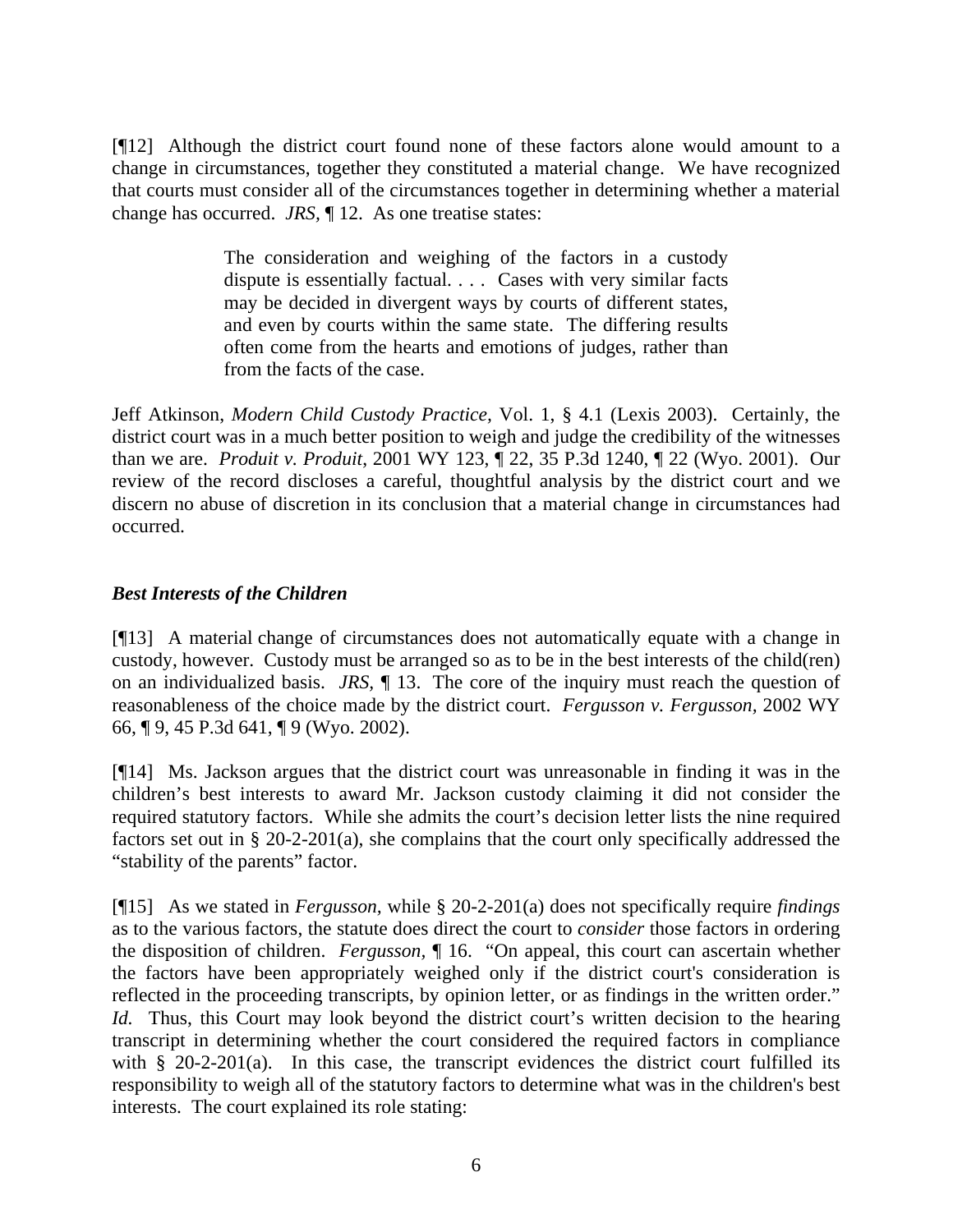[¶12] Although the district court found none of these factors alone would amount to a change in circumstances, together they constituted a material change. We have recognized that courts must consider all of the circumstances together in determining whether a material change has occurred. *JRS,* ¶ 12. As one treatise states:

> The consideration and weighing of the factors in a custody dispute is essentially factual. . . . Cases with very similar facts may be decided in divergent ways by courts of different states, and even by courts within the same state. The differing results often come from the hearts and emotions of judges, rather than from the facts of the case.

Jeff Atkinson, *Modern Child Custody Practice,* Vol. 1, § 4.1 (Lexis 2003). Certainly, the district court was in a much better position to weigh and judge the credibility of the witnesses than we are. *Produit v. Produit*, 2001 WY 123, ¶ 22, 35 P.3d 1240, ¶ 22 (Wyo. 2001). Our review of the record discloses a careful, thoughtful analysis by the district court and we discern no abuse of discretion in its conclusion that a material change in circumstances had occurred.

***Best Interests of the Children***

[¶13] A material change of circumstances does not automatically equate with a change in custody, however. Custody must be arranged so as to be in the best interests of the child(ren) on an individualized basis. *JRS,* ¶ 13. The core of the inquiry must reach the question of reasonableness of the choice made by the district court. *Fergusson v. Fergusson,* 2002 WY 66, ¶ 9, 45 P.3d 641, ¶ 9 (Wyo. 2002).

[¶14] Ms. Jackson argues that the district court was unreasonable in finding it was in the children's best interests to award Mr. Jackson custody claiming it did not consider the required statutory factors. While she admits the court's decision letter lists the nine required factors set out in § 20-2-201(a), she complains that the court only specifically addressed the "stability of the parents" factor.

[¶15] As we stated in *Fergusson,* while § 20-2-201(a) does not specifically require *findings* as to the various factors, the statute does direct the court to *consider* those factors in ordering the disposition of children. *Fergusson,* ¶ 16. "On appeal, this court can ascertain whether the factors have been appropriately weighed only if the district court's consideration is reflected in the proceeding transcripts, by opinion letter, or as findings in the written order." *Id.* Thus, this Court may look beyond the district court's written decision to the hearing transcript in determining whether the court considered the required factors in compliance with § 20-2-201(a). In this case, the transcript evidences the district court fulfilled its responsibility to weigh all of the statutory factors to determine what was in the children's best interests. The court explained its role stating: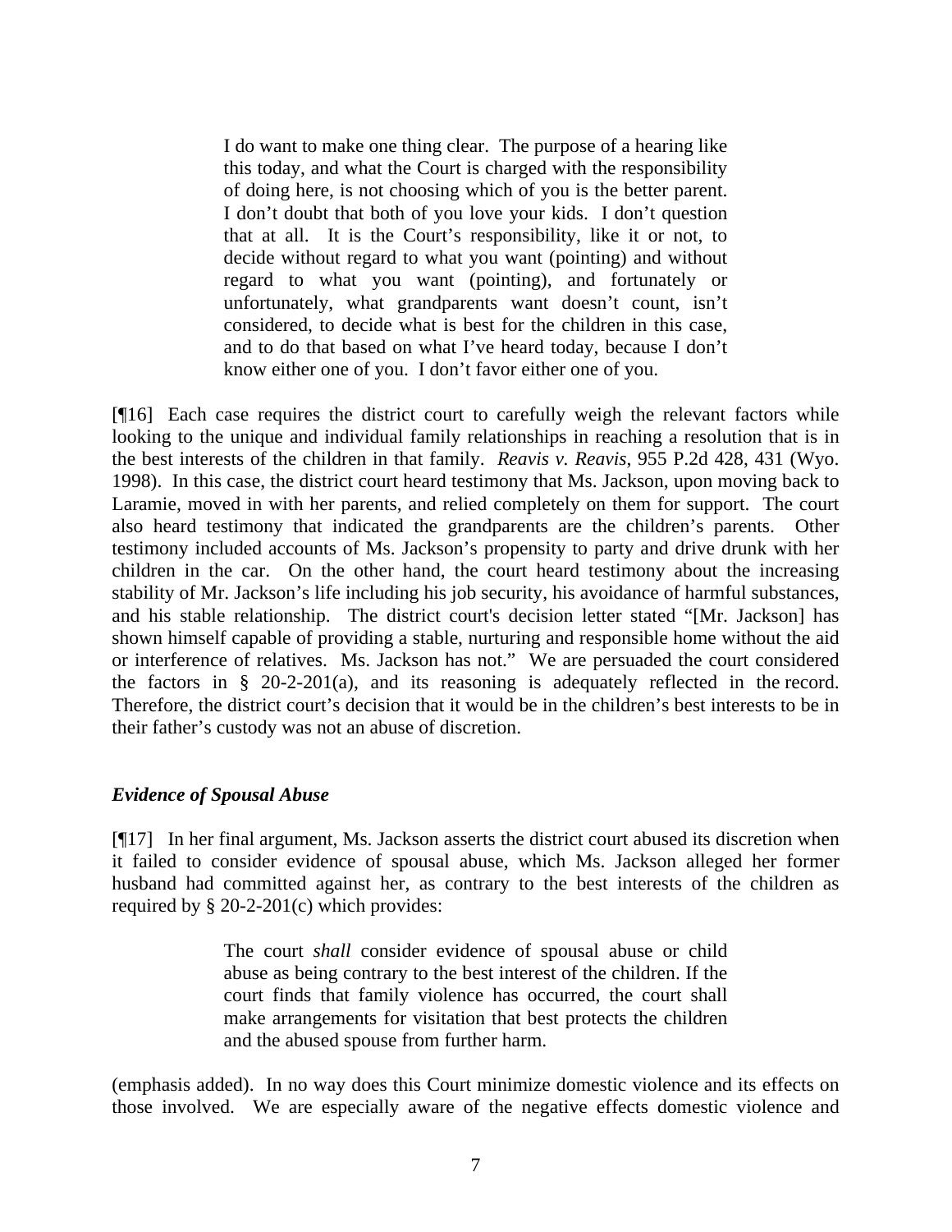> I do want to make one thing clear. The purpose of a hearing like this today, and what the Court is charged with the responsibility of doing here, is not choosing which of you is the better parent. I don't doubt that both of you love your kids. I don't question that at all. It is the Court's responsibility, like it or not, to decide without regard to what you want (pointing) and without regard to what you want (pointing), and fortunately or unfortunately, what grandparents want doesn't count, isn't considered, to decide what is best for the children in this case, and to do that based on what I've heard today, because I don't know either one of you. I don't favor either one of you.

[¶16] Each case requires the district court to carefully weigh the relevant factors while looking to the unique and individual family relationships in reaching a resolution that is in the best interests of the children in that family. *Reavis v. Reavis*, 955 P.2d 428, 431 (Wyo. 1998). In this case, the district court heard testimony that Ms. Jackson, upon moving back to Laramie, moved in with her parents, and relied completely on them for support. The court also heard testimony that indicated the grandparents are the children's parents. Other testimony included accounts of Ms. Jackson's propensity to party and drive drunk with her children in the car. On the other hand, the court heard testimony about the increasing stability of Mr. Jackson's life including his job security, his avoidance of harmful substances, and his stable relationship. The district court's decision letter stated "[Mr. Jackson] has shown himself capable of providing a stable, nurturing and responsible home without the aid or interference of relatives. Ms. Jackson has not." We are persuaded the court considered the factors in § 20-2-201(a), and its reasoning is adequately reflected in the record. Therefore, the district court's decision that it would be in the children's best interests to be in their father's custody was not an abuse of discretion.

### *Evidence of Spousal Abuse*

[¶17] In her final argument, Ms. Jackson asserts the district court abused its discretion when it failed to consider evidence of spousal abuse, which Ms. Jackson alleged her former husband had committed against her, as contrary to the best interests of the children as required by § 20-2-201(c) which provides:

> The court *shall* consider evidence of spousal abuse or child abuse as being contrary to the best interest of the children. If the court finds that family violence has occurred, the court shall make arrangements for visitation that best protects the children and the abused spouse from further harm.

(emphasis added). In no way does this Court minimize domestic violence and its effects on those involved. We are especially aware of the negative effects domestic violence and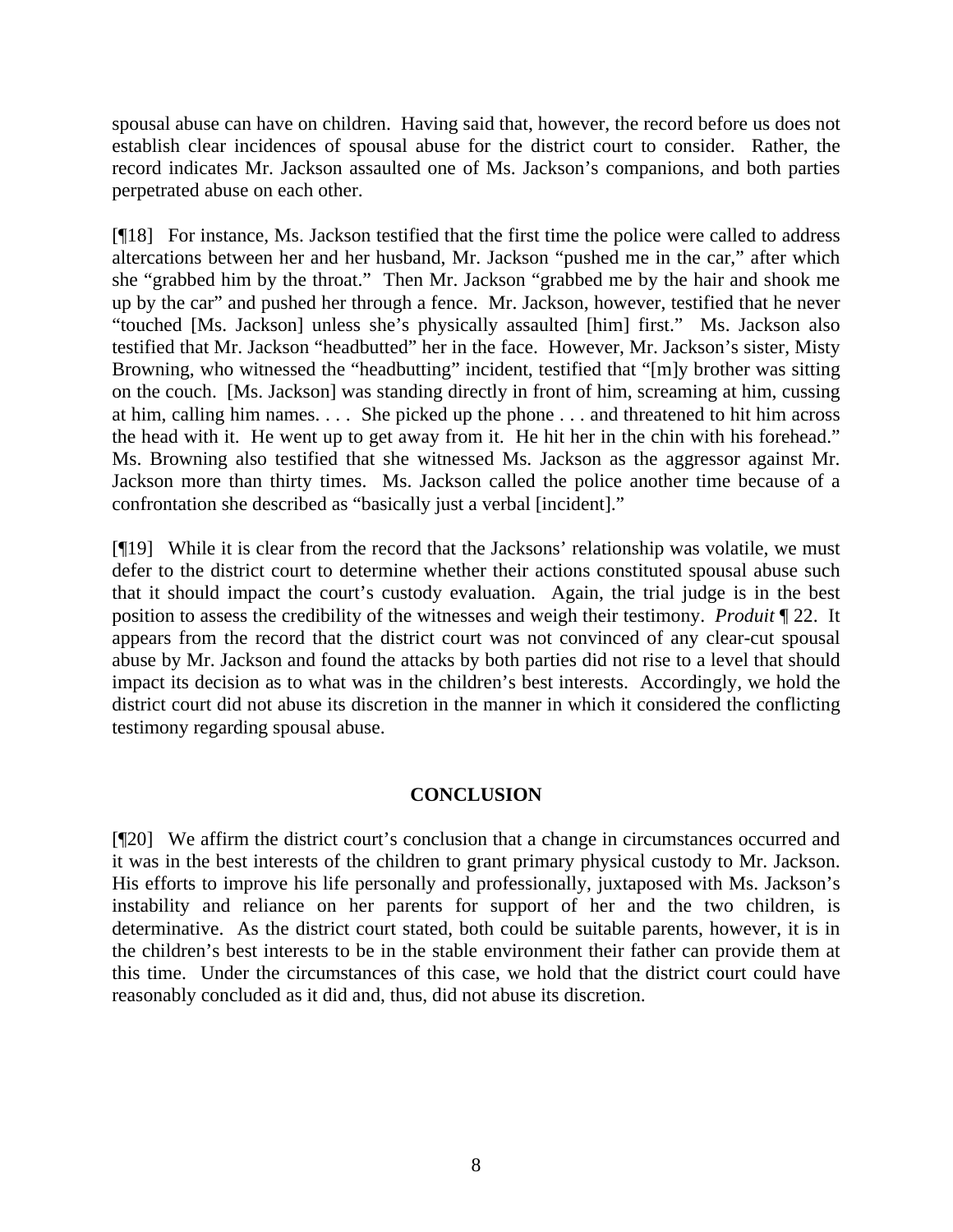spousal abuse can have on children. Having said that, however, the record before us does not establish clear incidences of spousal abuse for the district court to consider. Rather, the record indicates Mr. Jackson assaulted one of Ms. Jackson's companions, and both parties perpetrated abuse on each other.

[¶18] For instance, Ms. Jackson testified that the first time the police were called to address altercations between her and her husband, Mr. Jackson "pushed me in the car," after which she "grabbed him by the throat." Then Mr. Jackson "grabbed me by the hair and shook me up by the car" and pushed her through a fence. Mr. Jackson, however, testified that he never "touched [Ms. Jackson] unless she's physically assaulted [him] first." Ms. Jackson also testified that Mr. Jackson "headbutted" her in the face. However, Mr. Jackson's sister, Misty Browning, who witnessed the "headbutting" incident, testified that "[m]y brother was sitting on the couch. [Ms. Jackson] was standing directly in front of him, screaming at him, cussing at him, calling him names. . . . She picked up the phone . . . and threatened to hit him across the head with it. He went up to get away from it. He hit her in the chin with his forehead." Ms. Browning also testified that she witnessed Ms. Jackson as the aggressor against Mr. Jackson more than thirty times. Ms. Jackson called the police another time because of a confrontation she described as "basically just a verbal [incident]."

[¶19] While it is clear from the record that the Jacksons' relationship was volatile, we must defer to the district court to determine whether their actions constituted spousal abuse such that it should impact the court's custody evaluation. Again, the trial judge is in the best position to assess the credibility of the witnesses and weigh their testimony. *Produit* ¶ 22. It appears from the record that the district court was not convinced of any clear-cut spousal abuse by Mr. Jackson and found the attacks by both parties did not rise to a level that should impact its decision as to what was in the children's best interests. Accordingly, we hold the district court did not abuse its discretion in the manner in which it considered the conflicting testimony regarding spousal abuse.

## CONCLUSION

[¶20] We affirm the district court's conclusion that a change in circumstances occurred and it was in the best interests of the children to grant primary physical custody to Mr. Jackson. His efforts to improve his life personally and professionally, juxtaposed with Ms. Jackson's instability and reliance on her parents for support of her and the two children, is determinative. As the district court stated, both could be suitable parents, however, it is in the children's best interests to be in the stable environment their father can provide them at this time. Under the circumstances of this case, we hold that the district court could have reasonably concluded as it did and, thus, did not abuse its discretion.